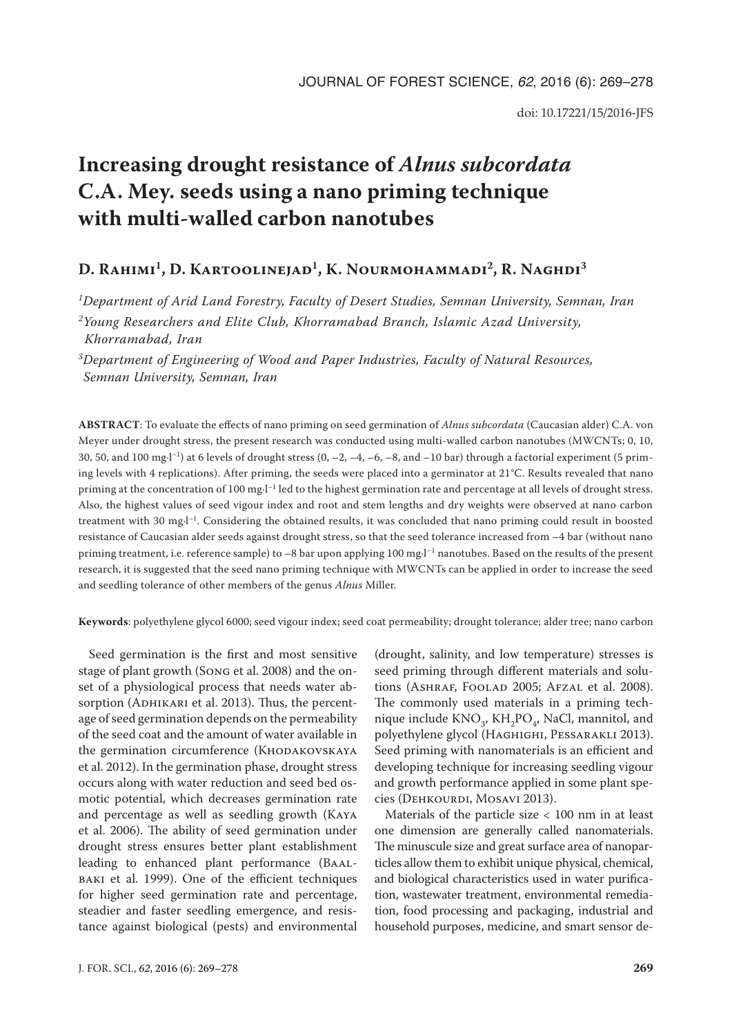doi: 10.17221/15/2016-JFS

# Increasing drought resistance of *Alnus subcordata* C.A. Mey. seeds using a nano priming technique with multi-walled carbon nanotubes

**D. Rahimi[1], D. Kartoolinejad[1], K. Nourmohammadi[2], R. Naghdi[3]**

*[1]Department of Arid Land Forestry, Faculty of Desert Studies, Semnan University, Semnan, Iran*

*[2]Young Researchers and Elite Club, Khorramabad Branch, Islamic Azad University, Khorramabad, Iran*

*[3]Department of Engineering of Wood and Paper Industries, Faculty of Natural Resources, Semnan University, Semnan, Iran*

**ABSTRACT**: To evaluate the effects of nano priming on seed germination of *Alnus subcordata* (Caucasian alder) C.A. von Meyer under drought stress, the present research was conducted using multi-walled carbon nanotubes (MWCNTs; 0, 10, 30, 50, and 100 mg·l$^{-1}$) at 6 levels of drought stress (0, –2, –4, –6, –8, and –10 bar) through a factorial experiment (5 priming levels with 4 replications). After priming, the seeds were placed into a germinator at 21°C. Results revealed that nano priming at the concentration of 100 mg·l$^{-1}$ led to the highest germination rate and percentage at all levels of drought stress. Also, the highest values of seed vigour index and root and stem lengths and dry weights were observed at nano carbon treatment with 30 mg·l$^{-1}$. Considering the obtained results, it was concluded that nano priming could result in boosted resistance of Caucasian alder seeds against drought stress, so that the seed tolerance increased from –4 bar (without nano priming treatment, i.e. reference sample) to –8 bar upon applying 100 mg·l$^{-1}$ nanotubes. Based on the results of the present research, it is suggested that the seed nano priming technique with MWCNTs can be applied in order to increase the seed and seedling tolerance of other members of the genus *Alnus* Miller.

**Keywords**: polyethylene glycol 6000; seed vigour index; seed coat permeability; drought tolerance; alder tree; nano carbon

Seed germination is the first and most sensitive stage of plant growth (Song et al. 2008) and the onset of a physiological process that needs water absorption (Adhikari et al. 2013). Thus, the percentage of seed germination depends on the permeability of the seed coat and the amount of water available in the germination circumference (Khodakovskaya et al. 2012). In the germination phase, drought stress occurs along with water reduction and seed bed osmotic potential, which decreases germination rate and percentage as well as seedling growth (Kaya et al. 2006). The ability of seed germination under drought stress ensures better plant establishment leading to enhanced plant performance (Baalbaki et al. 1999). One of the efficient techniques for higher seed germination rate and percentage, steadier and faster seedling emergence, and resistance against biological (pests) and environmental (drought, salinity, and low temperature) stresses is seed priming through different materials and solutions (Ashraf, Foolad 2005; Afzal et al. 2008). The commonly used materials in a priming technique include $KNO_3$, $KH_2PO_4$, NaCl, mannitol, and polyethylene glycol (Haghighi, Pessarakli 2013). Seed priming with nanomaterials is an efficient and developing technique for increasing seedling vigour and growth performance applied in some plant species (Dehkourdi, Mosavi 2013).

Materials of the particle size < 100 nm in at least one dimension are generally called nanomaterials. The minuscule size and great surface area of nanoparticles allow them to exhibit unique physical, chemical, and biological characteristics used in water purification, wastewater treatment, environmental remediation, food processing and packaging, industrial and household purposes, medicine, and smart sensor de-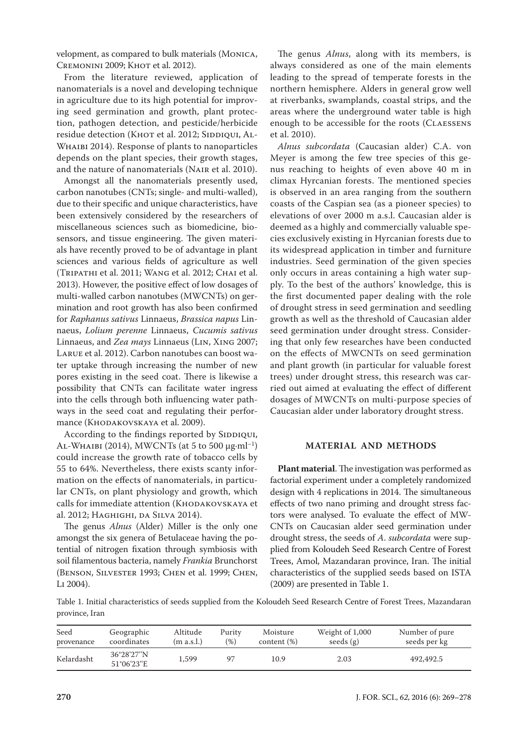velopment, as compared to bulk materials (Monica, Cremonini 2009; Khot et al. 2012).

From the literature reviewed, application of nanomaterials is a novel and developing technique in agriculture due to its high potential for improving seed germination and growth, plant protection, pathogen detection, and pesticide/herbicide residue detection (Khot et al. 2012; Siddiqui, Al-Whaibi 2014). Response of plants to nanoparticles depends on the plant species, their growth stages, and the nature of nanomaterials (Nair et al. 2010).

Amongst all the nanomaterials presently used, carbon nanotubes (CNTs; single- and multi-walled), due to their specific and unique characteristics, have been extensively considered by the researchers of miscellaneous sciences such as biomedicine, biosensors, and tissue engineering. The given materials have recently proved to be of advantage in plant sciences and various fields of agriculture as well (Tripathi et al. 2011; Wang et al. 2012; Chai et al. 2013). However, the positive effect of low dosages of multi-walled carbon nanotubes (MWCNTs) on germination and root growth has also been confirmed for *Raphanus sativus* Linnaeus, *Brassica napus* Linnaeus, *Lolium perenne* Linnaeus, *Cucumis sativus* Linnaeus, and *Zea mays* Linnaeus (Lin, Xing 2007; Larue et al. 2012). Carbon nanotubes can boost water uptake through increasing the number of new pores existing in the seed coat. There is likewise a possibility that CNTs can facilitate water ingress into the cells through both influencing water pathways in the seed coat and regulating their performance (Khodakovskaya et al. 2009).

According to the findings reported by Siddiqui, Al-Whaibi (2014), MWCNTs (at 5 to 500 $\mu g \cdot ml^{-1}$) could increase the growth rate of tobacco cells by 55 to 64%. Nevertheless, there exists scanty information on the effects of nanomaterials, in particular CNTs, on plant physiology and growth, which calls for immediate attention (Khodakovskaya et al. 2012; Haghighi, da Silva 2014).

The genus *Alnus* (Alder) Miller is the only one amongst the six genera of Betulaceae having the potential of nitrogen fixation through symbiosis with soil filamentous bacteria, namely *Frankia* Brunchorst (Benson, Silvester 1993; Chen et al. 1999; Chen, Li 2004).

The genus *Alnus*, along with its members, is always considered as one of the main elements leading to the spread of temperate forests in the northern hemisphere. Alders in general grow well at riverbanks, swamplands, coastal strips, and the areas where the underground water table is high enough to be accessible for the roots (Claessens et al. 2010).

*Alnus subcordata* (Caucasian alder) C.A. von Meyer is among the few tree species of this genus reaching to heights of even above 40 m in climax Hyrcanian forests. The mentioned species is observed in an area ranging from the southern coasts of the Caspian sea (as a pioneer species) to elevations of over 2000 m a.s.l. Caucasian alder is deemed as a highly and commercially valuable species exclusively existing in Hyrcanian forests due to its widespread application in timber and furniture industries. Seed germination of the given species only occurs in areas containing a high water supply. To the best of the authors' knowledge, this is the first documented paper dealing with the role of drought stress in seed germination and seedling growth as well as the threshold of Caucasian alder seed germination under drought stress. Considering that only few researches have been conducted on the effects of MWCNTs on seed germination and plant growth (in particular for valuable forest trees) under drought stress, this research was carried out aimed at evaluating the effect of different dosages of MWCNTs on multi-purpose species of Caucasian alder under laboratory drought stress.

## MATERIAL AND METHODS

**Plant material**. The investigation was performed as factorial experiment under a completely randomized design with 4 replications in 2014. The simultaneous effects of two nano priming and drought stress factors were analysed. To evaluate the effect of MWCNTs on Caucasian alder seed germination under drought stress, the seeds of *A. subcordata* were supplied from Koloudeh Seed Research Centre of Forest Trees, Amol, Mazandaran province, Iran. The initial characteristics of the supplied seeds based on ISTA (2009) are presented in Table 1.

Table 1. Initial characteristics of seeds supplied from the Koloudeh Seed Research Centre of Forest Trees, Mazandaran province, Iran

| Seed provenance | Geographic coordinates | Altitude (m a.s.l.) | Purity (%) | Moisture content (%) | Weight of 1,000 seeds (g) | Number of pure seeds per kg |
|---|---|---|---|---|---|---|
| Kelardasht | 36°28'27"N 51°06'23"E | 1,599 | 97 | 10.9 | 2.03 | 492,492.5 |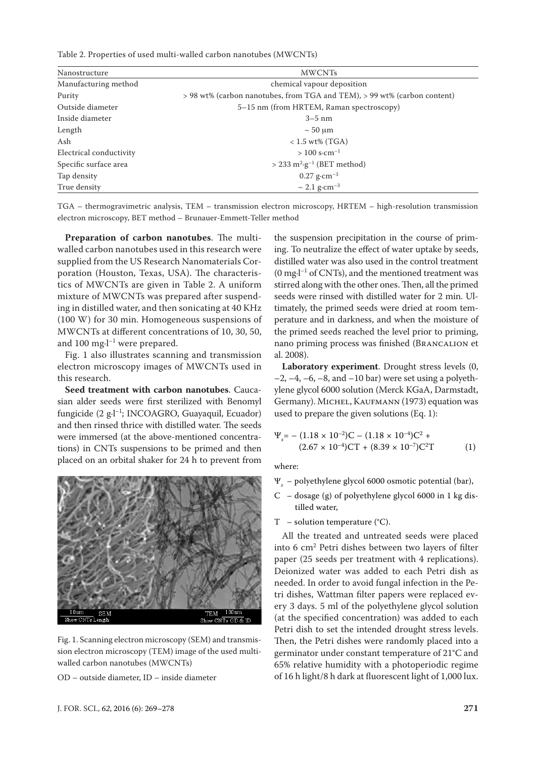Table 2. Properties of used multi-walled carbon nanotubes (MWCNTs)

| Nanostructure | MWCNTs |
| --- | --- |
| Manufacturing method | chemical vapour deposition |
| Purity | > 98 wt% (carbon nanotubes, from TGA and TEM), > 99 wt% (carbon content) |
| Outside diameter | 5–15 nm (from HRTEM, Raman spectroscopy) |
| Inside diameter | 3–5 nm |
| Length | ~ 50 μm |
| Ash | < 1.5 wt% (TGA) |
| Electrical conductivity | > 100 s·cm$^{-1}$ |
| Specific surface area | > 233 m$^2$·g$^{-1}$ (BET method) |
| Tap density | 0.27 g·cm$^{-3}$ |
| True density | ~ 2.1 g·cm$^{-3}$ |

TGA – thermogravimetric analysis, TEM – transmission electron microscopy, HRTEM – high-resolution transmission electron microscopy, BET method – Brunauer-Emmett-Teller method

**Preparation of carbon nanotubes**. The multi-walled carbon nanotubes used in this research were supplied from the US Research Nanomaterials Corporation (Houston, Texas, USA). The characteristics of MWCNTs are given in Table 2. A uniform mixture of MWCNTs was prepared after suspending in distilled water, and then sonicating at 40 KHz (100 W) for 30 min. Homogeneous suspensions of MWCNTs at different concentrations of 10, 30, 50, and 100 mg·l$^{-1}$ were prepared.

Fig. 1 also illustrates scanning and transmission electron microscopy images of MWCNTs used in this research.

**Seed treatment with carbon nanotubes**. Caucasian alder seeds were first sterilized with Benomyl fungicide (2 g·l$^{-1}$; INCOAGRO, Guayaquil, Ecuador) and then rinsed thrice with distilled water. The seeds were immersed (at the above-mentioned concentrations) in CNTs suspensions to be primed and then placed on an orbital shaker for 24 h to prevent from the suspension precipitation in the course of priming. To neutralize the effect of water uptake by seeds, distilled water was also used in the control treatment (0 mg·l$^{-1}$ of CNTs), and the mentioned treatment was stirred along with the other ones. Then, all the primed seeds were rinsed with distilled water for 2 min. Ultimately, the primed seeds were dried at room temperature and in darkness, and when the moisture of the primed seeds reached the level prior to priming, nano priming process was finished (Brancalion et al. 2008).

Fig. 1. Scanning electron microscopy (SEM) and transmission electron microscopy (TEM) image of the used multi-walled carbon nanotubes (MWCNTs)

OD – outside diameter, ID – inside diameter

**Laboratory experiment**. Drought stress levels (0, –2, –4, –6, –8, and –10 bar) were set using a polyethylene glycol 6000 solution (Merck KGaA, Darmstadt, Germany). Michel, Kaufmann (1973) equation was used to prepare the given solutions (Eq. 1):

$$\Psi_s = -(1.18 \times 10^{-2})C - (1.18 \times 10^{-4})C^2 + (2.67 \times 10^{-4})CT + (8.39 \times 10^{-7})C^2T \quad (1)$$

where:

$\Psi_s$ – polyethylene glycol 6000 osmotic potential (bar),

$C$ – dosage (g) of polyethylene glycol 6000 in 1 kg distilled water,

$T$ – solution temperature (°C).

All the treated and untreated seeds were placed into 6 cm$^2$ Petri dishes between two layers of filter paper (25 seeds per treatment with 4 replications). Deionized water was added to each Petri dish as needed. In order to avoid fungal infection in the Petri dishes, Wattman filter papers were replaced every 3 days. 5 ml of the polyethylene glycol solution (at the specified concentration) was added to each Petri dish to set the intended drought stress levels. Then, the Petri dishes were randomly placed into a germinator under constant temperature of 21°C and 65% relative humidity with a photoperiodic regime of 16 h light/8 h dark at fluorescent light of 1,000 lux.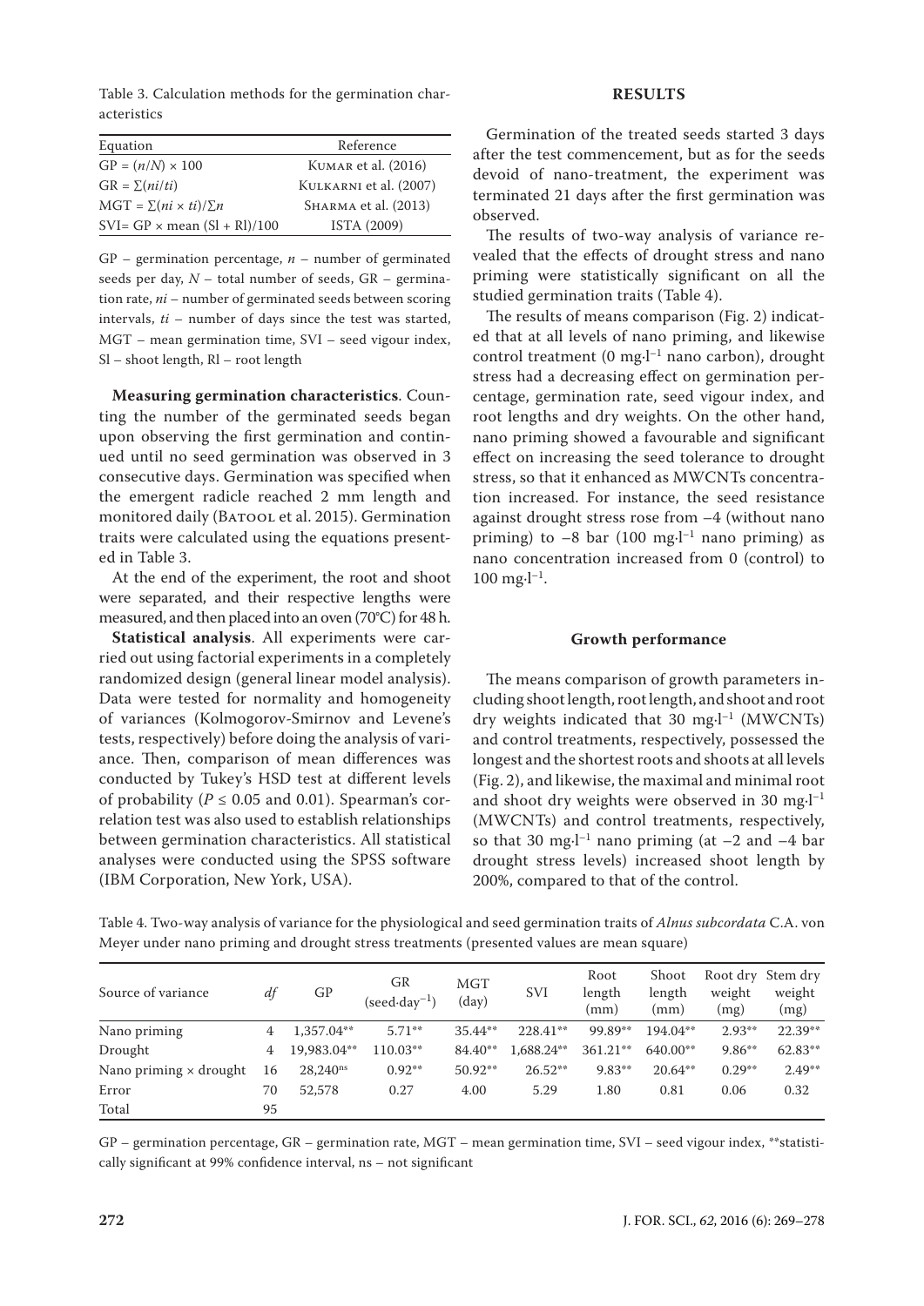Table 3. Calculation methods for the germination characteristics

| Equation | Reference |
|---|---|
| $GP = (n/N) \times 100$ | Kumar et al. (2016) |
| $GR = \sum(ni/ti)$ | Kulkarni et al. (2007) |
| $MGT = \sum(ni \times ti)/\sum n$ | Sharma et al. (2013) |
| $SVI = GP \times \text{mean}(Sl + Rl)/100$ | ISTA (2009) |

GP – germination percentage, $n$ – number of germinated seeds per day, $N$ – total number of seeds, GR – germination rate, $ni$ – number of germinated seeds between scoring intervals, $ti$ – number of days since the test was started, MGT – mean germination time, SVI – seed vigour index, Sl – shoot length, Rl – root length

**Measuring germination characteristics**. Counting the number of the germinated seeds began upon observing the first germination and continued until no seed germination was observed in 3 consecutive days. Germination was specified when the emergent radicle reached 2 mm length and monitored daily (Batool et al. 2015). Germination traits were calculated using the equations presented in Table 3.

At the end of the experiment, the root and shoot were separated, and their respective lengths were measured, and then placed into an oven (70°C) for 48 h.

**Statistical analysis**. All experiments were carried out using factorial experiments in a completely randomized design (general linear model analysis). Data were tested for normality and homogeneity of variances (Kolmogorov-Smirnov and Levene's tests, respectively) before doing the analysis of variance. Then, comparison of mean differences was conducted by Tukey's HSD test at different levels of probability ($P \leq 0.05$ and 0.01). Spearman's correlation test was also used to establish relationships between germination characteristics. All statistical analyses were conducted using the SPSS software (IBM Corporation, New York, USA).

## RESULTS

Germination of the treated seeds started 3 days after the test commencement, but as for the seeds devoid of nano-treatment, the experiment was terminated 21 days after the first germination was observed.

The results of two-way analysis of variance revealed that the effects of drought stress and nano priming were statistically significant on all the studied germination traits (Table 4).

The results of means comparison (Fig. 2) indicated that at all levels of nano priming, and likewise control treatment (0 mg·l$^{-1}$ nano carbon), drought stress had a decreasing effect on germination percentage, germination rate, seed vigour index, and root lengths and dry weights. On the other hand, nano priming showed a favourable and significant effect on increasing the seed tolerance to drought stress, so that it enhanced as MWCNTs concentration increased. For instance, the seed resistance against drought stress rose from –4 (without nano priming) to –8 bar (100 mg·l$^{-1}$ nano priming) as nano concentration increased from 0 (control) to 100 mg·l$^{-1}$.

### Growth performance

The means comparison of growth parameters including shoot length, root length, and shoot and root dry weights indicated that 30 mg·l$^{-1}$ (MWCNTs) and control treatments, respectively, possessed the longest and the shortest roots and shoots at all levels (Fig. 2), and likewise, the maximal and minimal root and shoot dry weights were observed in 30 mg·l$^{-1}$ (MWCNTs) and control treatments, respectively, so that 30 mg·l$^{-1}$ nano priming (at –2 and –4 bar drought stress levels) increased shoot length by 200%, compared to that of the control.

Table 4. Two-way analysis of variance for the physiological and seed germination traits of *Alnus subcordata* C.A. von Meyer under nano priming and drought stress treatments (presented values are mean square)

| Source of variance | $df$ | GP | GR (seed·day$^{-1}$) | MGT (day) | SVI | Root length (mm) | Shoot length (mm) | Root dry weight (mg) | Stem dry weight (mg) |
|---|---|---|---|---|---|---|---|---|---|
| Nano priming | 4 | 1,357.04** | 5.71** | 35.44** | 228.41** | 99.89** | 194.04** | 2.93** | 22.39** |
| Drought | 4 | 19,983.04** | 110.03** | 84.40** | 1,688.24** | 361.21** | 640.00** | 9.86** | 62.83** |
| Nano priming × drought | 16 | 28,240$^{ns}$ | 0.92** | 50.92** | 26.52** | 9.83** | 20.64** | 0.29** | 2.49** |
| Error | 70 | 52,578 | 0.27 | 4.00 | 5.29 | 1.80 | 0.81 | 0.06 | 0.32 |
| Total | 95 | | | | | | | | |

GP – germination percentage, GR – germination rate, MGT – mean germination time, SVI – seed vigour index, **statistically significant at 99% confidence interval, ns – not significant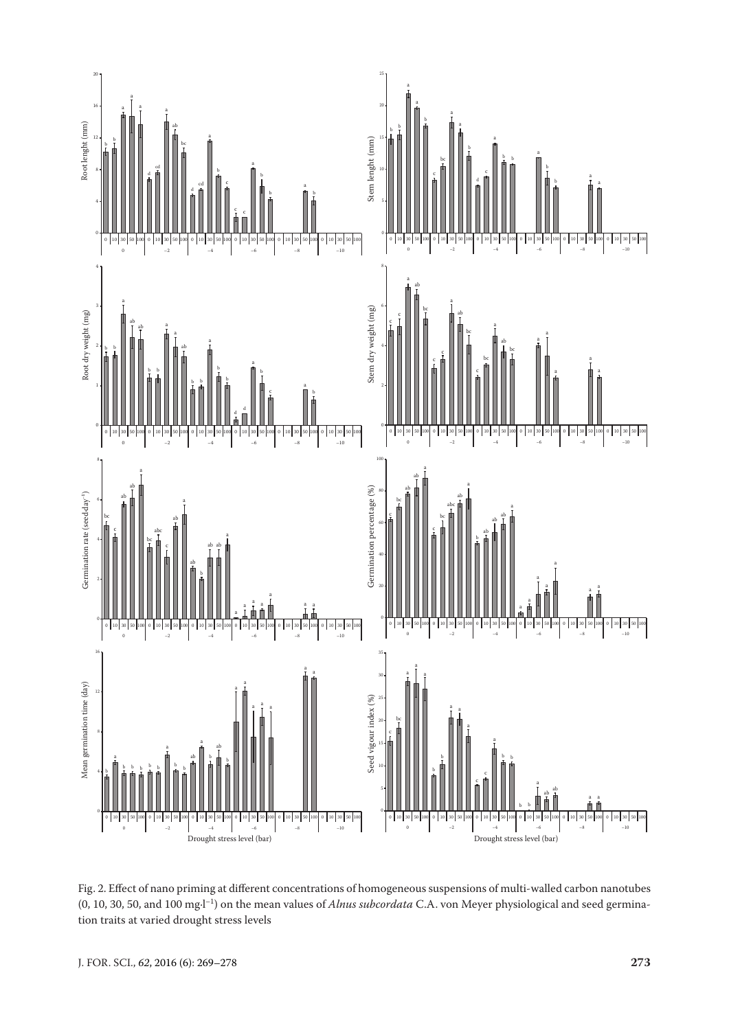Fig. 2. Effect of nano priming at different concentrations of homogeneous suspensions of multi-walled carbon nanotubes (0, 10, 30, 50, and 100 mg·l$^{-1}$) on the mean values of *Alnus subcordata* C.A. von Meyer physiological and seed germination traits at varied drought stress levels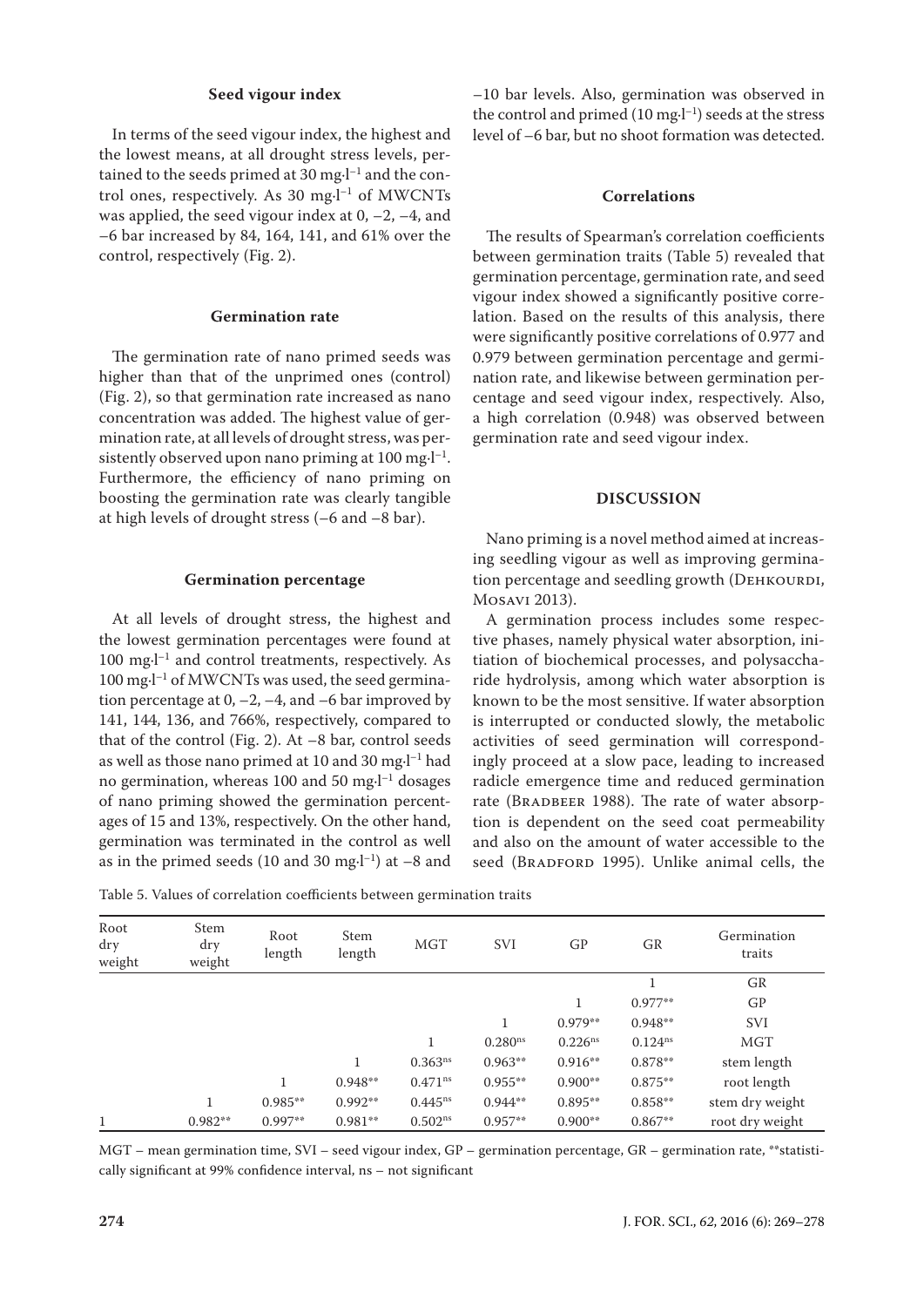### Seed vigour index

In terms of the seed vigour index, the highest and the lowest means, at all drought stress levels, pertained to the seeds primed at 30 mg·l$^{-1}$ and the control ones, respectively. As 30 mg·l$^{-1}$ of MWCNTs was applied, the seed vigour index at 0, –2, –4, and –6 bar increased by 84, 164, 141, and 61% over the control, respectively (Fig. 2).

### Germination rate

The germination rate of nano primed seeds was higher than that of the unprimed ones (control) (Fig. 2), so that germination rate increased as nano concentration was added. The highest value of germination rate, at all levels of drought stress, was persistently observed upon nano priming at 100 mg·l$^{-1}$. Furthermore, the efficiency of nano priming on boosting the germination rate was clearly tangible at high levels of drought stress (–6 and –8 bar).

### Germination percentage

At all levels of drought stress, the highest and the lowest germination percentages were found at 100 mg·l$^{-1}$ and control treatments, respectively. As 100 mg·l$^{-1}$ of MWCNTs was used, the seed germination percentage at 0, –2, –4, and –6 bar improved by 141, 144, 136, and 766%, respectively, compared to that of the control (Fig. 2). At –8 bar, control seeds as well as those nano primed at 10 and 30 mg·l$^{-1}$ had no germination, whereas 100 and 50 mg·l$^{-1}$ dosages of nano priming showed the germination percentages of 15 and 13%, respectively. On the other hand, germination was terminated in the control as well as in the primed seeds (10 and 30 mg·l$^{-1}$) at –8 and –10 bar levels. Also, germination was observed in the control and primed (10 mg·l$^{-1}$) seeds at the stress level of –6 bar, but no shoot formation was detected.

### Correlations

The results of Spearman's correlation coefficients between germination traits (Table 5) revealed that germination percentage, germination rate, and seed vigour index showed a significantly positive correlation. Based on the results of this analysis, there were significantly positive correlations of 0.977 and 0.979 between germination percentage and germination rate, and likewise between germination percentage and seed vigour index, respectively. Also, a high correlation (0.948) was observed between germination rate and seed vigour index.

## DISCUSSION

Nano priming is a novel method aimed at increasing seedling vigour as well as improving germination percentage and seedling growth (Dehkourdi, Mosavi 2013).

A germination process includes some respective phases, namely physical water absorption, initiation of biochemical processes, and polysaccharide hydrolysis, among which water absorption is known to be the most sensitive. If water absorption is interrupted or conducted slowly, the metabolic activities of seed germination will correspondingly proceed at a slow pace, leading to increased radicle emergence time and reduced germination rate (Bradbeer 1988). The rate of water absorption is dependent on the seed coat permeability and also on the amount of water accessible to the seed (Bradford 1995). Unlike animal cells, the

Table 5. Values of correlation coefficients between germination traits

| Root dry weight | Stem dry weight | Root length | Stem length | MGT | SVI | GP | GR | Germination traits |
|---|---|---|---|---|---|---|---|---|
| | | | | | | | 1 | GR |
| | | | | | | 1 | 0.977** | GP |
| | | | | | 1 | 0.979** | 0.948** | SVI |
| | | | | 1 | 0.280$^{ns}$ | 0.226$^{ns}$ | 0.124$^{ns}$ | MGT |
| | | | 1 | 0.363$^{ns}$ | 0.963** | 0.916** | 0.878** | stem length |
| | | 1 | 0.948** | 0.471$^{ns}$ | 0.955** | 0.900** | 0.875** | root length |
| | 1 | 0.985** | 0.992** | 0.445$^{ns}$ | 0.944** | 0.895** | 0.858** | stem dry weight |
| 1 | 0.982** | 0.997** | 0.981** | 0.502$^{ns}$ | 0.957** | 0.900** | 0.867** | root dry weight |

MGT – mean germination time, SVI – seed vigour index, GP – germination percentage, GR – germination rate, **statistically significant at 99% confidence interval, ns – not significant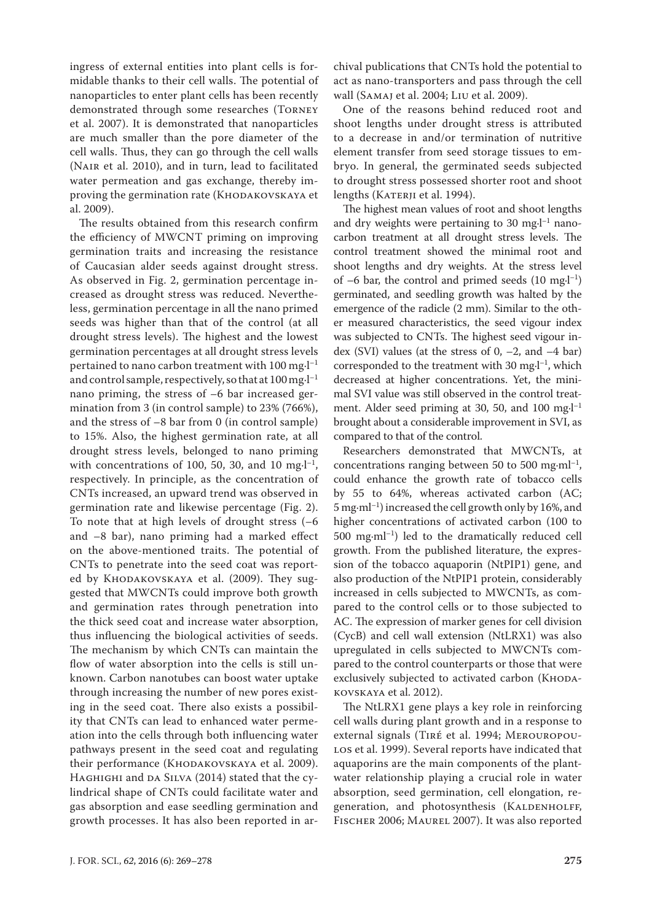ingress of external entities into plant cells is formidable thanks to their cell walls. The potential of nanoparticles to enter plant cells has been recently demonstrated through some researches (Torney et al. 2007). It is demonstrated that nanoparticles are much smaller than the pore diameter of the cell walls. Thus, they can go through the cell walls (Nair et al. 2010), and in turn, lead to facilitated water permeation and gas exchange, thereby improving the germination rate (Khodakovskaya et al. 2009).

The results obtained from this research confirm the efficiency of MWCNT priming on improving germination traits and increasing the resistance of Caucasian alder seeds against drought stress. As observed in Fig. 2, germination percentage increased as drought stress was reduced. Nevertheless, germination percentage in all the nano primed seeds was higher than that of the control (at all drought stress levels). The highest and the lowest germination percentages at all drought stress levels pertained to nano carbon treatment with 100 $mg\cdot l^{-1}$ and control sample, respectively, so that at 100 $mg\cdot l^{-1}$ nano priming, the stress of –6 bar increased germination from 3 (in control sample) to 23% (766%), and the stress of –8 bar from 0 (in control sample) to 15%. Also, the highest germination rate, at all drought stress levels, belonged to nano priming with concentrations of 100, 50, 30, and 10 $mg\cdot l^{-1}$, respectively. In principle, as the concentration of CNTs increased, an upward trend was observed in germination rate and likewise percentage (Fig. 2). To note that at high levels of drought stress (–6 and –8 bar), nano priming had a marked effect on the above-mentioned traits. The potential of CNTs to penetrate into the seed coat was reported by Khodakovskaya et al. (2009). They suggested that MWCNTs could improve both growth and germination rates through penetration into the thick seed coat and increase water absorption, thus influencing the biological activities of seeds. The mechanism by which CNTs can maintain the flow of water absorption into the cells is still unknown. Carbon nanotubes can boost water uptake through increasing the number of new pores existing in the seed coat. There also exists a possibility that CNTs can lead to enhanced water permeation into the cells through both influencing water pathways present in the seed coat and regulating their performance (Khodakovskaya et al. 2009). Haghighi and da Silva (2014) stated that the cylindrical shape of CNTs could facilitate water and gas absorption and ease seedling germination and growth processes. It has also been reported in archival publications that CNTs hold the potential to act as nano-transporters and pass through the cell wall (Samaj et al. 2004; Liu et al. 2009).

One of the reasons behind reduced root and shoot lengths under drought stress is attributed to a decrease in and/or termination of nutritive element transfer from seed storage tissues to embryo. In general, the germinated seeds subjected to drought stress possessed shorter root and shoot lengths (Katerji et al. 1994).

The highest mean values of root and shoot lengths and dry weights were pertaining to 30 $mg\cdot l^{-1}$ nanocarbon treatment at all drought stress levels. The control treatment showed the minimal root and shoot lengths and dry weights. At the stress level of –6 bar, the control and primed seeds (10 $mg\cdot l^{-1}$) germinated, and seedling growth was halted by the emergence of the radicle (2 mm). Similar to the other measured characteristics, the seed vigour index was subjected to CNTs. The highest seed vigour index (SVI) values (at the stress of 0, –2, and –4 bar) corresponded to the treatment with 30 $mg\cdot l^{-1}$, which decreased at higher concentrations. Yet, the minimal SVI value was still observed in the control treatment. Alder seed priming at 30, 50, and 100 $mg\cdot l^{-1}$ brought about a considerable improvement in SVI, as compared to that of the control.

Researchers demonstrated that MWCNTs, at concentrations ranging between 50 to 500 $mg\cdot ml^{-1}$, could enhance the growth rate of tobacco cells by 55 to 64%, whereas activated carbon (AC; 5 $mg\cdot ml^{-1}$) increased the cell growth only by 16%, and higher concentrations of activated carbon (100 to 500 $mg\cdot ml^{-1}$) led to the dramatically reduced cell growth. From the published literature, the expression of the tobacco aquaporin (NtPIP1) gene, and also production of the NtPIP1 protein, considerably increased in cells subjected to MWCNTs, as compared to the control cells or to those subjected to AC. The expression of marker genes for cell division (CycB) and cell wall extension (NtLRX1) was also upregulated in cells subjected to MWCNTs compared to the control counterparts or those that were exclusively subjected to activated carbon (Khodakovskaya et al. 2012).

The NtLRX1 gene plays a key role in reinforcing cell walls during plant growth and in a response to external signals (Tiré et al. 1994; Merouropoulos et al. 1999). Several reports have indicated that aquaporins are the main components of the plant-water relationship playing a crucial role in water absorption, seed germination, cell elongation, regeneration, and photosynthesis (Kaldenholff, Fischer 2006; Maurel 2007). It was also reported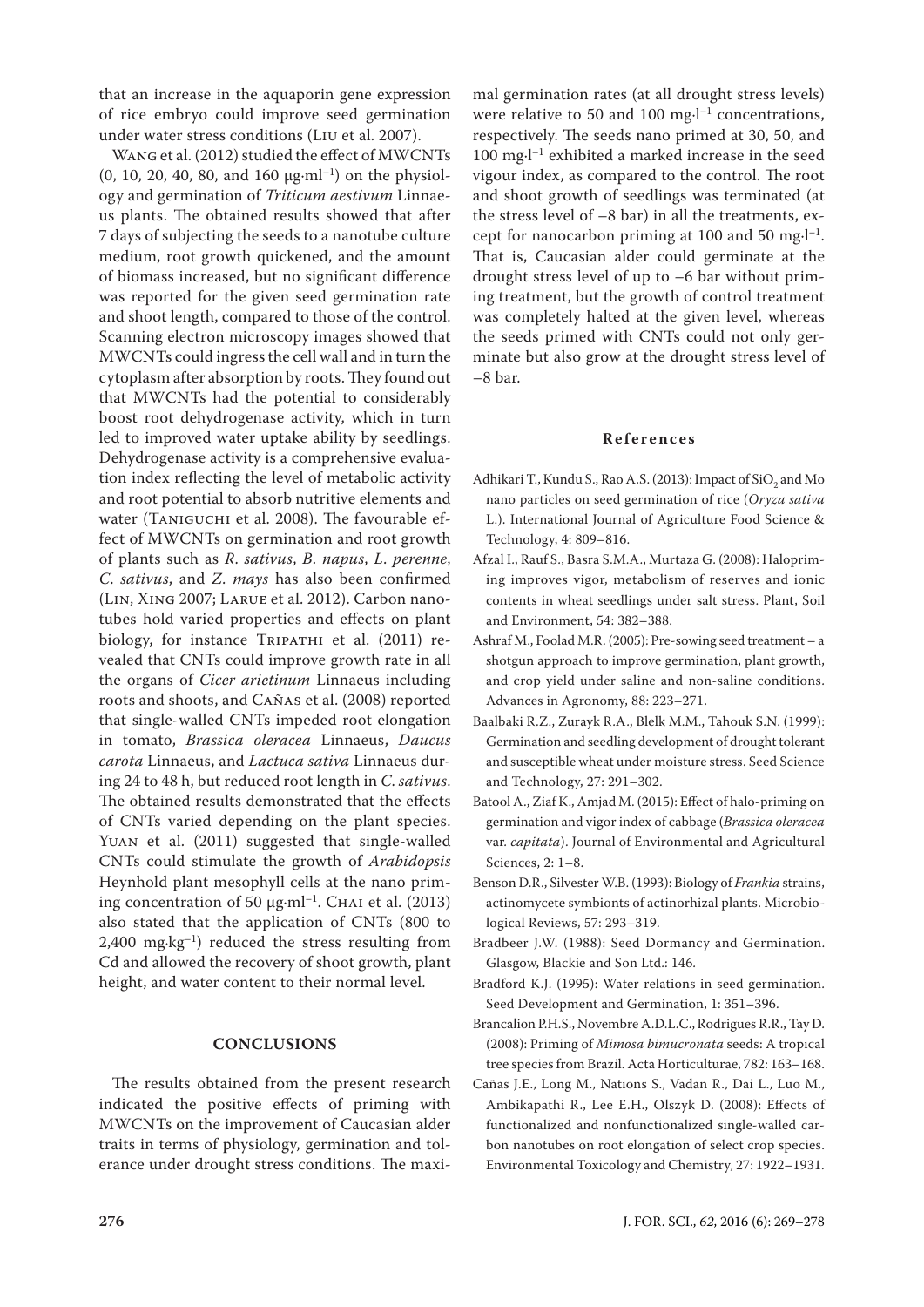that an increase in the aquaporin gene expression of rice embryo could improve seed germination under water stress conditions (Liu et al. 2007).

Wang et al. (2012) studied the effect of MWCNTs (0, 10, 20, 40, 80, and 160 μg·ml$^{-1}$) on the physiology and germination of *Triticum aestivum* Linnaeus plants. The obtained results showed that after 7 days of subjecting the seeds to a nanotube culture medium, root growth quickened, and the amount of biomass increased, but no significant difference was reported for the given seed germination rate and shoot length, compared to those of the control. Scanning electron microscopy images showed that MWCNTs could ingress the cell wall and in turn the cytoplasm after absorption by roots. They found out that MWCNTs had the potential to considerably boost root dehydrogenase activity, which in turn led to improved water uptake ability by seedlings. Dehydrogenase activity is a comprehensive evaluation index reflecting the level of metabolic activity and root potential to absorb nutritive elements and water (Taniguchi et al. 2008). The favourable effect of MWCNTs on germination and root growth of plants such as *R. sativus*, *B. napus*, *L. perenne*, *C. sativus*, and *Z. mays* has also been confirmed (Lin, Xing 2007; Larue et al. 2012). Carbon nanotubes hold varied properties and effects on plant biology, for instance Tripathi et al. (2011) revealed that CNTs could improve growth rate in all the organs of *Cicer arietinum* Linnaeus including roots and shoots, and Cañas et al. (2008) reported that single-walled CNTs impeded root elongation in tomato, *Brassica oleracea* Linnaeus, *Daucus carota* Linnaeus, and *Lactuca sativa* Linnaeus during 24 to 48 h, but reduced root length in *C. sativus*. The obtained results demonstrated that the effects of CNTs varied depending on the plant species. Yuan et al. (2011) suggested that single-walled CNTs could stimulate the growth of *Arabidopsis* Heynhold plant mesophyll cells at the nano priming concentration of 50 μg·ml$^{-1}$. Chai et al. (2013) also stated that the application of CNTs (800 to 2,400 mg·kg$^{-1}$) reduced the stress resulting from Cd and allowed the recovery of shoot growth, plant height, and water content to their normal level.

## CONCLUSIONS

The results obtained from the present research indicated the positive effects of priming with MWCNTs on the improvement of Caucasian alder traits in terms of physiology, germination and tolerance under drought stress conditions. The maximal germination rates (at all drought stress levels) were relative to 50 and 100 mg·l$^{-1}$ concentrations, respectively. The seeds nano primed at 30, 50, and 100 mg·l$^{-1}$ exhibited a marked increase in the seed vigour index, as compared to the control. The root and shoot growth of seedlings was terminated (at the stress level of –8 bar) in all the treatments, except for nanocarbon priming at 100 and 50 mg·l$^{-1}$. That is, Caucasian alder could germinate at the drought stress level of up to –6 bar without priming treatment, but the growth of control treatment was completely halted at the given level, whereas the seeds primed with CNTs could not only germinate but also grow at the drought stress level of –8 bar.

## References

Adhikari T., Kundu S., Rao A.S. (2013): Impact of $SiO_2$ and Mo nano particles on seed germination of rice (*Oryza sativa* L.). International Journal of Agriculture Food Science & Technology, 4: 809–816.

Afzal I., Rauf S., Basra S.M.A., Murtaza G. (2008): Halopriming improves vigor, metabolism of reserves and ionic contents in wheat seedlings under salt stress. Plant, Soil and Environment, 54: 382–388.

Ashraf M., Foolad M.R. (2005): Pre-sowing seed treatment – a shotgun approach to improve germination, plant growth, and crop yield under saline and non-saline conditions. Advances in Agronomy, 88: 223–271.

Baalbaki R.Z., Zurayk R.A., Blelk M.M., Tahouk S.N. (1999): Germination and seedling development of drought tolerant and susceptible wheat under moisture stress. Seed Science and Technology, 27: 291–302.

Batool A., Ziaf K., Amjad M. (2015): Effect of halo-priming on germination and vigor index of cabbage (*Brassica oleracea* var. *capitata*). Journal of Environmental and Agricultural Sciences, 2: 1–8.

Benson D.R., Silvester W.B. (1993): Biology of *Frankia* strains, actinomycete symbionts of actinorhizal plants. Microbiological Reviews, 57: 293–319.

Bradbeer J.W. (1988): Seed Dormancy and Germination. Glasgow, Blackie and Son Ltd.: 146.

Bradford K.J. (1995): Water relations in seed germination. Seed Development and Germination, 1: 351–396.

Brancalion P.H.S., Novembre A.D.L.C., Rodrigues R.R., Tay D. (2008): Priming of *Mimosa bimucronata* seeds: A tropical tree species from Brazil. Acta Horticulturae, 782: 163–168.

Cañas J.E., Long M., Nations S., Vadan R., Dai L., Luo M., Ambikapathi R., Lee E.H., Olszyk D. (2008): Effects of functionalized and nonfunctionalized single-walled carbon nanotubes on root elongation of select crop species. Environmental Toxicology and Chemistry, 27: 1922–1931.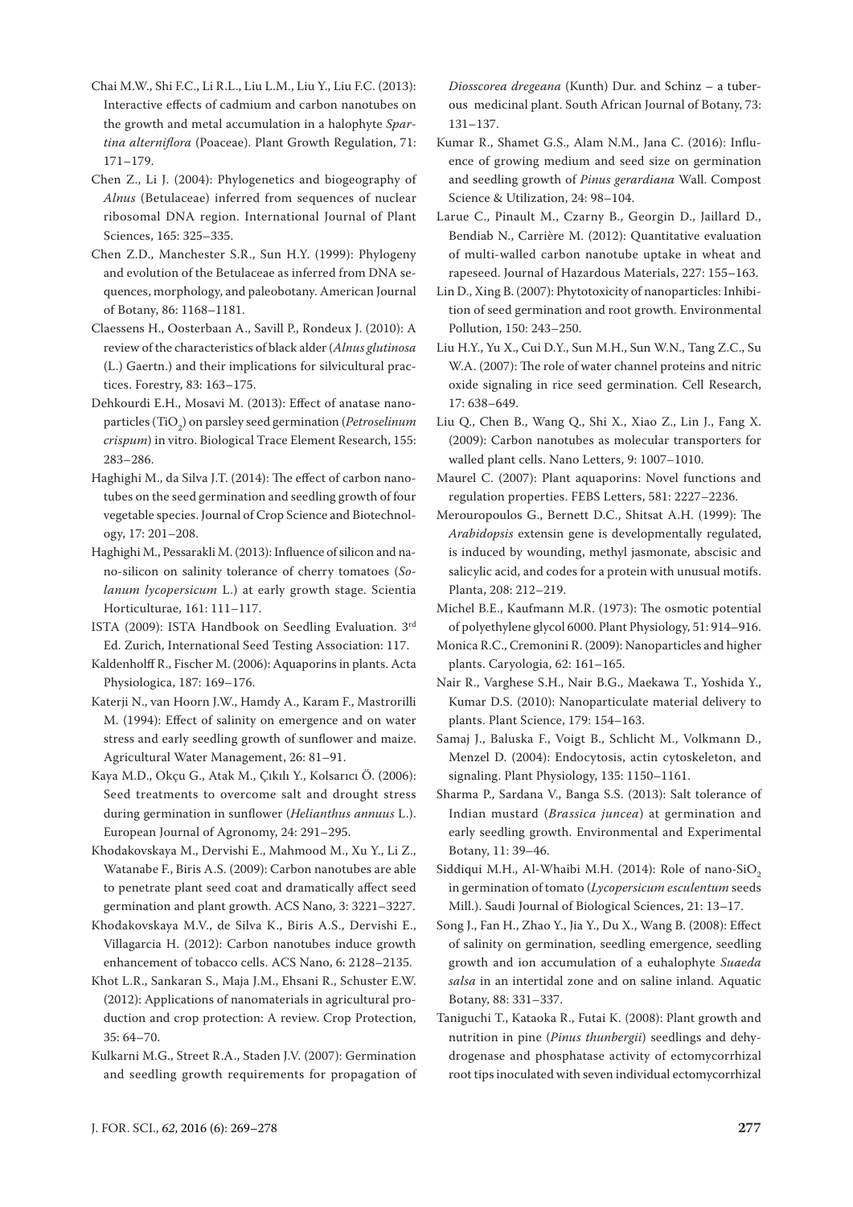Chai M.W., Shi F.C., Li R.L., Liu L.M., Liu Y., Liu F.C. (2013): Interactive effects of cadmium and carbon nanotubes on the growth and metal accumulation in a halophyte *Spartina alterniflora* (Poaceae). Plant Growth Regulation, 71: 171–179.

Chen Z., Li J. (2004): Phylogenetics and biogeography of *Alnus* (Betulaceae) inferred from sequences of nuclear ribosomal DNA region. International Journal of Plant Sciences, 165: 325–335.

Chen Z.D., Manchester S.R., Sun H.Y. (1999): Phylogeny and evolution of the Betulaceae as inferred from DNA sequences, morphology, and paleobotany. American Journal of Botany, 86: 1168–1181.

Claessens H., Oosterbaan A., Savill P., Rondeux J. (2010): A review of the characteristics of black alder (*Alnus glutinosa* (L.) Gaertn.) and their implications for silvicultural practices. Forestry, 83: 163–175.

Dehkourdi E.H., Mosavi M. (2013): Effect of anatase nanoparticles ($TiO_2$) on parsley seed germination (*Petroselinum crispum*) in vitro. Biological Trace Element Research, 155: 283–286.

Haghighi M., da Silva J.T. (2014): The effect of carbon nanotubes on the seed germination and seedling growth of four vegetable species. Journal of Crop Science and Biotechnology, 17: 201–208.

Haghighi M., Pessarakli M. (2013): Influence of silicon and nano-silicon on salinity tolerance of cherry tomatoes (*Solanum lycopersicum* L.) at early growth stage. Scientia Horticulturae, 161: 111–117.

ISTA (2009): ISTA Handbook on Seedling Evaluation. 3rd Ed. Zurich, International Seed Testing Association: 117.

Kaldenholff R., Fischer M. (2006): Aquaporins in plants. Acta Physiologica, 187: 169–176.

Katerji N., van Hoorn J.W., Hamdy A., Karam F., Mastrorilli M. (1994): Effect of salinity on emergence and on water stress and early seedling growth of sunflower and maize. Agricultural Water Management, 26: 81–91.

Kaya M.D., Okçu G., Atak M., Çıkılı Y., Kolsarıcı Ö. (2006): Seed treatments to overcome salt and drought stress during germination in sunflower (*Helianthus annuus* L.). European Journal of Agronomy, 24: 291–295.

Khodakovskaya M., Dervishi E., Mahmood M., Xu Y., Li Z., Watanabe F., Biris A.S. (2009): Carbon nanotubes are able to penetrate plant seed coat and dramatically affect seed germination and plant growth. ACS Nano, 3: 3221–3227.

Khodakovskaya M.V., de Silva K., Biris A.S., Dervishi E., Villagarcia H. (2012): Carbon nanotubes induce growth enhancement of tobacco cells. ACS Nano, 6: 2128–2135.

Khot L.R., Sankaran S., Maja J.M., Ehsani R., Schuster E.W. (2012): Applications of nanomaterials in agricultural production and crop protection: A review. Crop Protection, 35: 64–70.

Kulkarni M.G., Street R.A., Staden J.V. (2007): Germination and seedling growth requirements for propagation of *Diosscorea dregeana* (Kunth) Dur. and Schinz – a tuberous medicinal plant. South African Journal of Botany, 73: 131–137.

Kumar R., Shamet G.S., Alam N.M., Jana C. (2016): Influence of growing medium and seed size on germination and seedling growth of *Pinus gerardiana* Wall. Compost Science & Utilization, 24: 98–104.

Larue C., Pinault M., Czarny B., Georgin D., Jaillard D., Bendiab N., Carrière M. (2012): Quantitative evaluation of multi-walled carbon nanotube uptake in wheat and rapeseed. Journal of Hazardous Materials, 227: 155–163.

Lin D., Xing B. (2007): Phytotoxicity of nanoparticles: Inhibition of seed germination and root growth. Environmental Pollution, 150: 243–250.

Liu H.Y., Yu X., Cui D.Y., Sun M.H., Sun W.N., Tang Z.C., Su W.A. (2007): The role of water channel proteins and nitric oxide signaling in rice seed germination. Cell Research, 17: 638–649.

Liu Q., Chen B., Wang Q., Shi X., Xiao Z., Lin J., Fang X. (2009): Carbon nanotubes as molecular transporters for walled plant cells. Nano Letters, 9: 1007–1010.

Maurel C. (2007): Plant aquaporins: Novel functions and regulation properties. FEBS Letters, 581: 2227–2236.

Merouropoulos G., Bernett D.C., Shitsat A.H. (1999): The *Arabidopsis* extensin gene is developmentally regulated, is induced by wounding, methyl jasmonate, abscisic and salicylic acid, and codes for a protein with unusual motifs. Planta, 208: 212–219.

Michel B.E., Kaufmann M.R. (1973): The osmotic potential of polyethylene glycol 6000. Plant Physiology, 51: 914–916.

Monica R.C., Cremonini R. (2009): Nanoparticles and higher plants. Caryologia, 62: 161–165.

Nair R., Varghese S.H., Nair B.G., Maekawa T., Yoshida Y., Kumar D.S. (2010): Nanoparticulate material delivery to plants. Plant Science, 179: 154–163.

Samaj J., Baluska F., Voigt B., Schlicht M., Volkmann D., Menzel D. (2004): Endocytosis, actin cytoskeleton, and signaling. Plant Physiology, 135: 1150–1161.

Sharma P., Sardana V., Banga S.S. (2013): Salt tolerance of Indian mustard (*Brassica juncea*) at germination and early seedling growth. Environmental and Experimental Botany, 11: 39–46.

Siddiqui M.H., Al-Whaibi M.H. (2014): Role of nano-$SiO_2$ in germination of tomato (*Lycopersicum esculentum* seeds Mill.). Saudi Journal of Biological Sciences, 21: 13–17.

Song J., Fan H., Zhao Y., Jia Y., Du X., Wang B. (2008): Effect of salinity on germination, seedling emergence, seedling growth and ion accumulation of a euhalophyte *Suaeda salsa* in an intertidal zone and on saline inland. Aquatic Botany, 88: 331–337.

Taniguchi T., Kataoka R., Futai K. (2008): Plant growth and nutrition in pine (*Pinus thunbergii*) seedlings and dehydrogenase and phosphatase activity of ectomycorrhizal root tips inoculated with seven individual ectomycorrhizal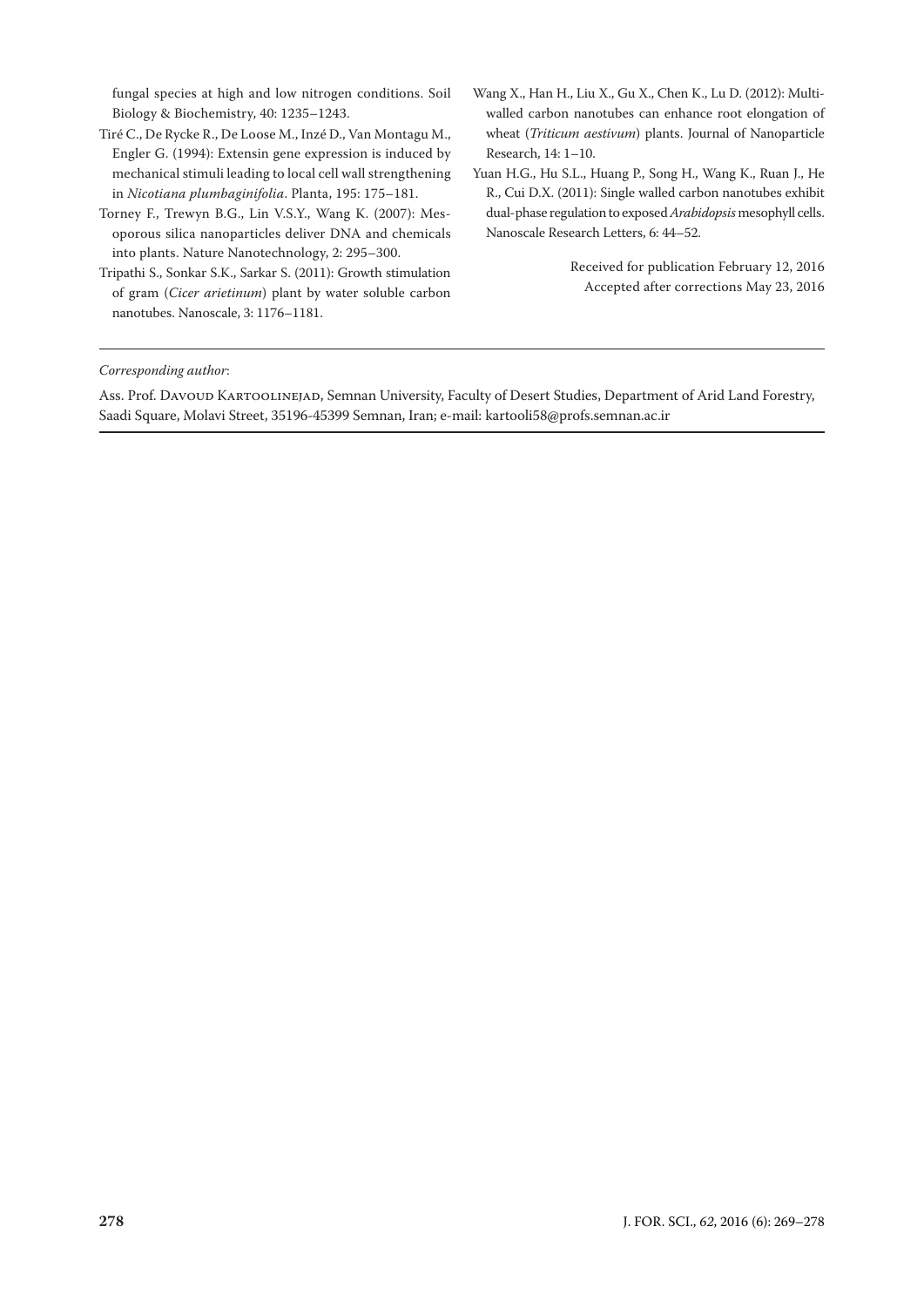fungal species at high and low nitrogen conditions. Soil Biology & Biochemistry, 40: 1235–1243.

Tiré C., De Rycke R., De Loose M., Inzé D., Van Montagu M., Engler G. (1994): Extensin gene expression is induced by mechanical stimuli leading to local cell wall strengthening in *Nicotiana plumbaginifolia*. Planta, 195: 175–181.

Torney F., Trewyn B.G., Lin V.S.Y., Wang K. (2007): Mesoporous silica nanoparticles deliver DNA and chemicals into plants. Nature Nanotechnology, 2: 295–300.

Tripathi S., Sonkar S.K., Sarkar S. (2011): Growth stimulation of gram (*Cicer arietinum*) plant by water soluble carbon nanotubes. Nanoscale, 3: 1176–1181.

Wang X., Han H., Liu X., Gu X., Chen K., Lu D. (2012): Multi-walled carbon nanotubes can enhance root elongation of wheat (*Triticum aestivum*) plants. Journal of Nanoparticle Research, 14: 1–10.

Yuan H.G., Hu S.L., Huang P., Song H., Wang K., Ruan J., He R., Cui D.X. (2011): Single walled carbon nanotubes exhibit dual-phase regulation to exposed *Arabidopsis* mesophyll cells. Nanoscale Research Letters, 6: 44–52.

Received for publication February 12, 2016
Accepted after corrections May 23, 2016

*Corresponding author*:

Ass. Prof. Davoud Kartoolinejad, Semnan University, Faculty of Desert Studies, Department of Arid Land Forestry, Saadi Square, Molavi Street, 35196-45399 Semnan, Iran; e-mail: kartooli58@profs.semnan.ac.ir